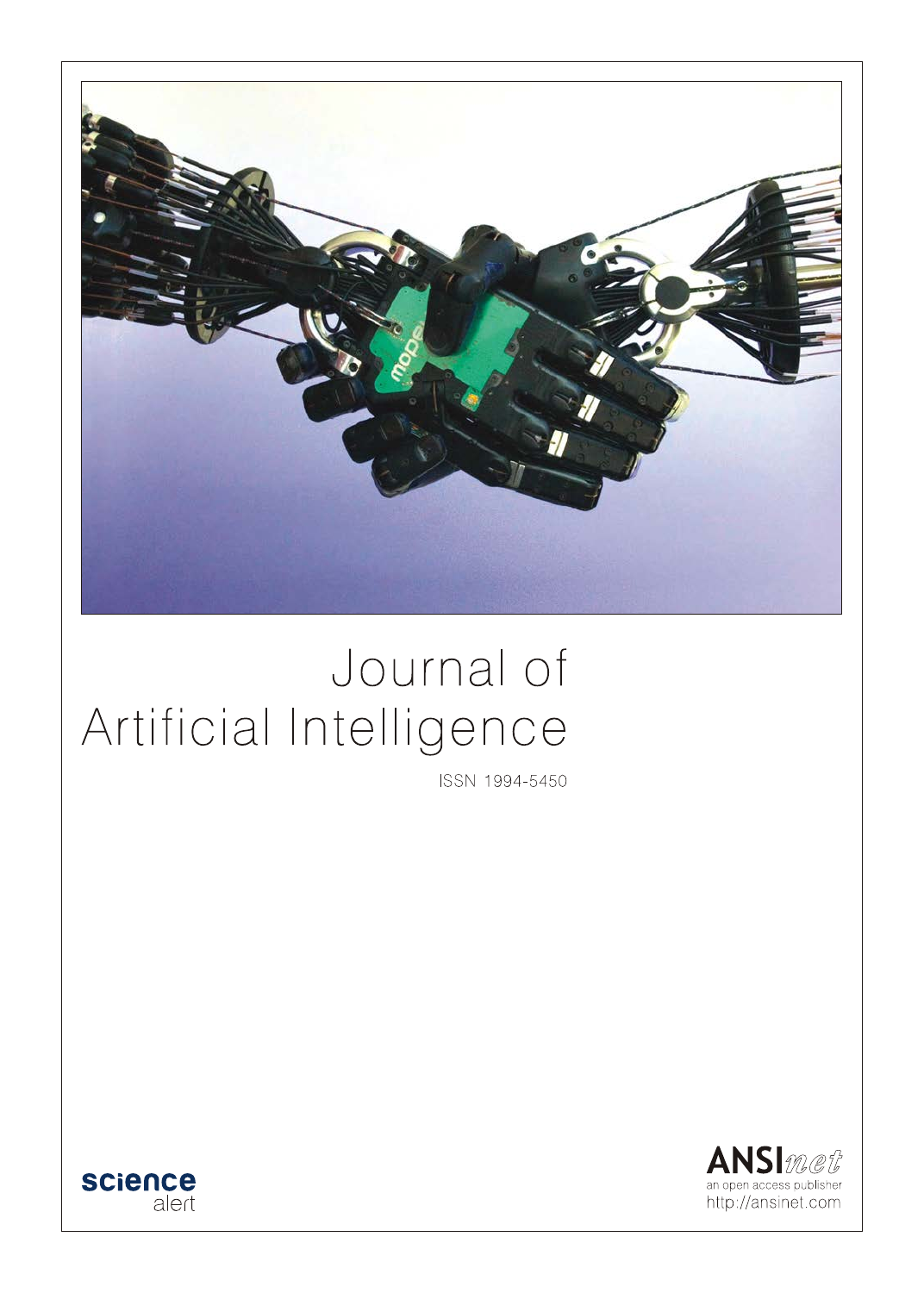# Journal of Artificial Intelligence

ISSN 1994-5450

science alert

ANSInet
an open access publisher
http://ansinet.com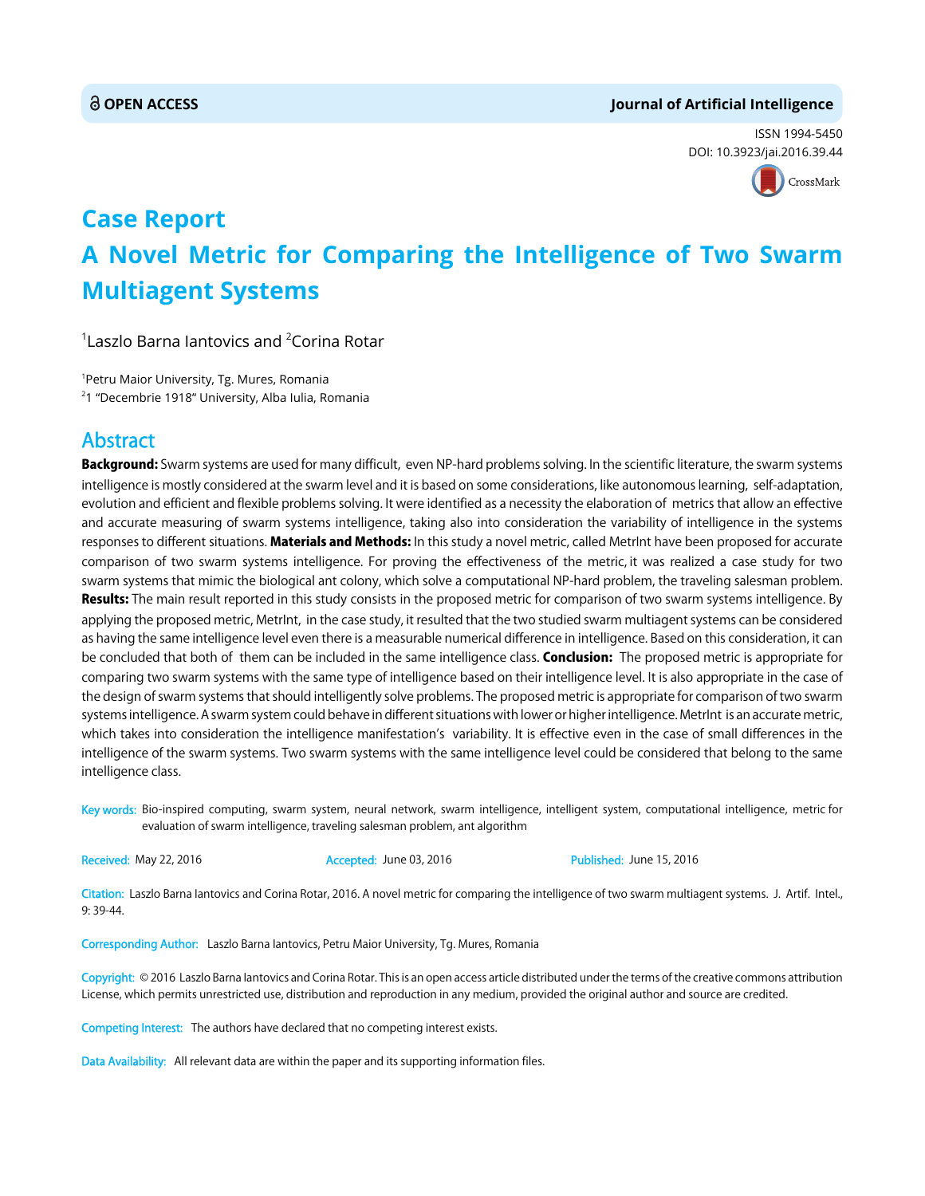# Case Report

# A Novel Metric for Comparing the Intelligence of Two Swarm Multiagent Systems

[1]Laszlo Barna Iantovics and [2]Corina Rotar

[1]Petru Maior University, Tg. Mures, Romania

[2]1 "Decembrie 1918" University, Alba Iulia, Romania

## Abstract

**Background:** Swarm systems are used for many difficult, even NP-hard problems solving. In the scientific literature, the swarm systems intelligence is mostly considered at the swarm level and it is based on some considerations, like autonomous learning, self-adaptation, evolution and efficient and flexible problems solving. It were identified as a necessity the elaboration of metrics that allow an effective and accurate measuring of swarm systems intelligence, taking also into consideration the variability of intelligence in the systems responses to different situations. **Materials and Methods:** In this study a novel metric, called MetrInt have been proposed for accurate comparison of two swarm systems intelligence. For proving the effectiveness of the metric, it was realized a case study for two swarm systems that mimic the biological ant colony, which solve a computational NP-hard problem, the traveling salesman problem. **Results:** The main result reported in this study consists in the proposed metric for comparison of two swarm systems intelligence. By applying the proposed metric, MetrInt, in the case study, it resulted that the two studied swarm multiagent systems can be considered as having the same intelligence level even there is a measurable numerical difference in intelligence. Based on this consideration, it can be concluded that both of them can be included in the same intelligence class. **Conclusion:** The proposed metric is appropriate for comparing two swarm systems with the same type of intelligence based on their intelligence level. It is also appropriate in the case of the design of swarm systems that should intelligently solve problems. The proposed metric is appropriate for comparison of two swarm systems intelligence. A swarm system could behave in different situations with lower or higher intelligence. MetrInt is an accurate metric, which takes into consideration the intelligence manifestation's variability. It is effective even in the case of small differences in the intelligence of the swarm systems. Two swarm systems with the same intelligence level could be considered that belong to the same intelligence class.

**Key words:** Bio-inspired computing, swarm system, neural network, swarm intelligence, intelligent system, computational intelligence, metric for evaluation of swarm intelligence, traveling salesman problem, ant algorithm

**Received:** May 22, 2016 **Accepted:** June 03, 2016 **Published:** June 15, 2016

**Citation:** Laszlo Barna Iantovics and Corina Rotar, 2016. A novel metric for comparing the intelligence of two swarm multiagent systems. J. Artif. Intel., 9: 39-44.

**Corresponding Author:** Laszlo Barna Iantovics, Petru Maior University, Tg. Mures, Romania

**Copyright:** © 2016 Laszlo Barna Iantovics and Corina Rotar. This is an open access article distributed under the terms of the creative commons attribution License, which permits unrestricted use, distribution and reproduction in any medium, provided the original author and source are credited.

**Competing Interest:** The authors have declared that no competing interest exists.

**Data Availability:** All relevant data are within the paper and its supporting information files.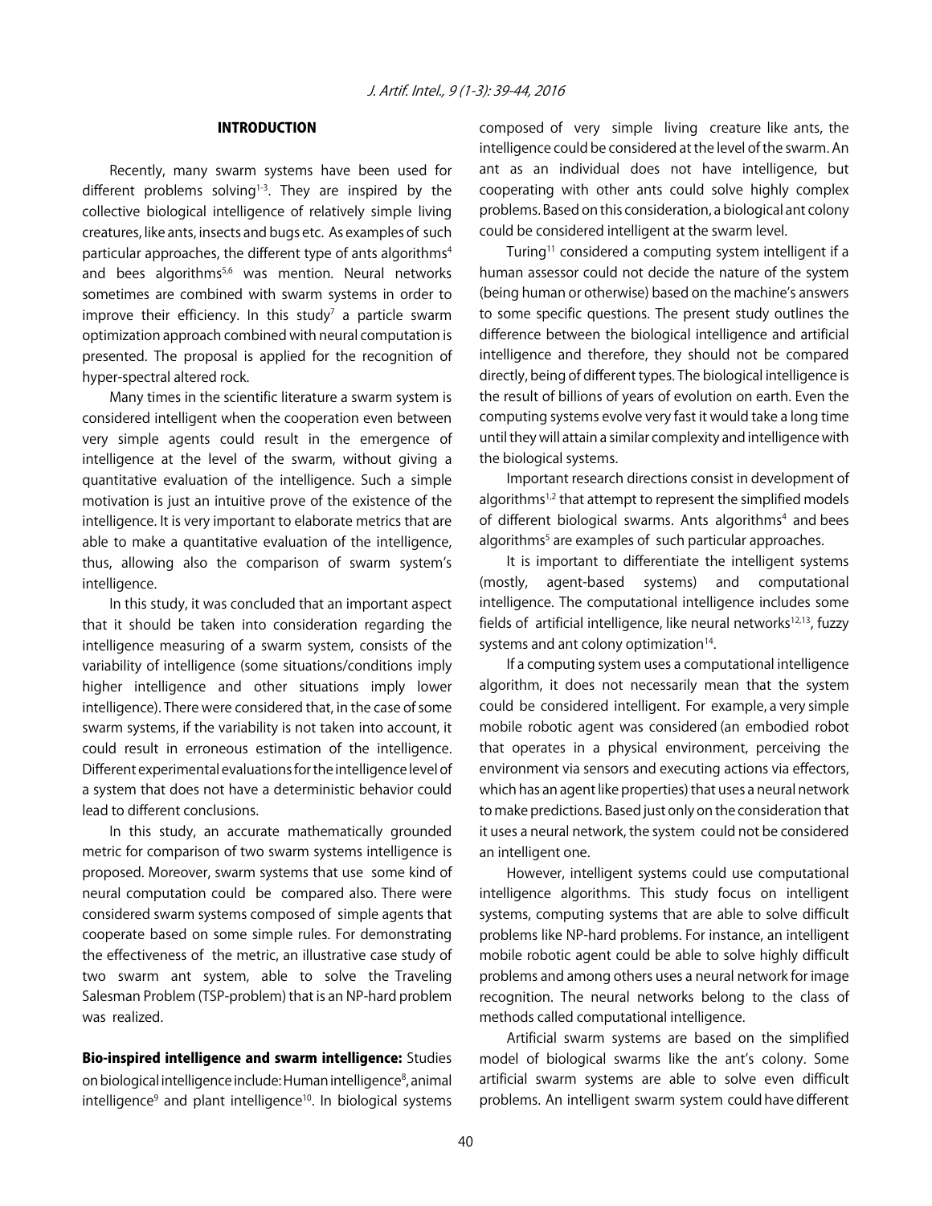## INTRODUCTION

Recently, many swarm systems have been used for different problems solving[1-3]. They are inspired by the collective biological intelligence of relatively simple living creatures, like ants, insects and bugs etc. As examples of such particular approaches, the different type of ants algorithms[4] and bees algorithms[5,6] was mention. Neural networks sometimes are combined with swarm systems in order to improve their efficiency. In this study[7] a particle swarm optimization approach combined with neural computation is presented. The proposal is applied for the recognition of hyper-spectral altered rock.

Many times in the scientific literature a swarm system is considered intelligent when the cooperation even between very simple agents could result in the emergence of intelligence at the level of the swarm, without giving a quantitative evaluation of the intelligence. Such a simple motivation is just an intuitive prove of the existence of the intelligence. It is very important to elaborate metrics that are able to make a quantitative evaluation of the intelligence, thus, allowing also the comparison of swarm system's intelligence.

In this study, it was concluded that an important aspect that it should be taken into consideration regarding the intelligence measuring of a swarm system, consists of the variability of intelligence (some situations/conditions imply higher intelligence and other situations imply lower intelligence). There were considered that, in the case of some swarm systems, if the variability is not taken into account, it could result in erroneous estimation of the intelligence. Different experimental evaluations for the intelligence level of a system that does not have a deterministic behavior could lead to different conclusions.

In this study, an accurate mathematically grounded metric for comparison of two swarm systems intelligence is proposed. Moreover, swarm systems that use some kind of neural computation could be compared also. There were considered swarm systems composed of simple agents that cooperate based on some simple rules. For demonstrating the effectiveness of the metric, an illustrative case study of two swarm ant system, able to solve the Traveling Salesman Problem (TSP-problem) that is an NP-hard problem was realized.

**Bio-inspired intelligence and swarm intelligence:** Studies on biological intelligence include: Human intelligence[8], animal intelligence[9] and plant intelligence[10]. In biological systems composed of very simple living creature like ants, the intelligence could be considered at the level of the swarm. An ant as an individual does not have intelligence, but cooperating with other ants could solve highly complex problems. Based on this consideration, a biological ant colony could be considered intelligent at the swarm level.

Turing[11] considered a computing system intelligent if a human assessor could not decide the nature of the system (being human or otherwise) based on the machine's answers to some specific questions. The present study outlines the difference between the biological intelligence and artificial intelligence and therefore, they should not be compared directly, being of different types. The biological intelligence is the result of billions of years of evolution on earth. Even the computing systems evolve very fast it would take a long time until they will attain a similar complexity and intelligence with the biological systems.

Important research directions consist in development of algorithms[1,2] that attempt to represent the simplified models of different biological swarms. Ants algorithms[4] and bees algorithms[5] are examples of such particular approaches.

It is important to differentiate the intelligent systems (mostly, agent-based systems) and computational intelligence. The computational intelligence includes some fields of artificial intelligence, like neural networks[12,13], fuzzy systems and ant colony optimization[14].

If a computing system uses a computational intelligence algorithm, it does not necessarily mean that the system could be considered intelligent. For example, a very simple mobile robotic agent was considered (an embodied robot that operates in a physical environment, perceiving the environment via sensors and executing actions via effectors, which has an agent like properties) that uses a neural network to make predictions. Based just only on the consideration that it uses a neural network, the system could not be considered an intelligent one.

However, intelligent systems could use computational intelligence algorithms. This study focus on intelligent systems, computing systems that are able to solve difficult problems like NP-hard problems. For instance, an intelligent mobile robotic agent could be able to solve highly difficult problems and among others uses a neural network for image recognition. The neural networks belong to the class of methods called computational intelligence.

Artificial swarm systems are based on the simplified model of biological swarms like the ant's colony. Some artificial swarm systems are able to solve even difficult problems. An intelligent swarm system could have different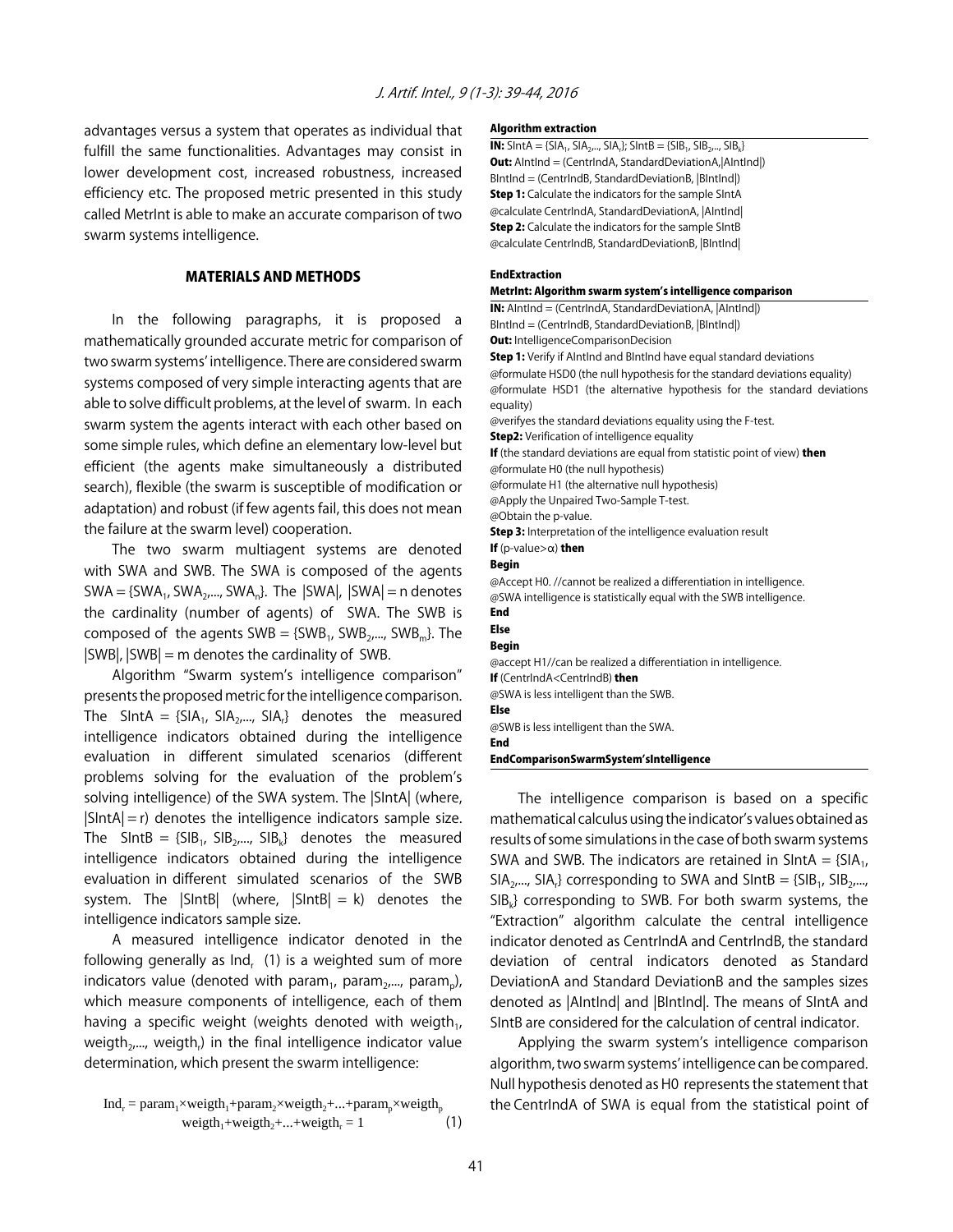advantages versus a system that operates as individual that fulfill the same functionalities. Advantages may consist in lower development cost, increased robustness, increased efficiency etc. The proposed metric presented in this study called MetrInt is able to make an accurate comparison of two swarm systems intelligence.

## MATERIALS AND METHODS

In the following paragraphs, it is proposed a mathematically grounded accurate metric for comparison of two swarm systems' intelligence. There are considered swarm systems composed of very simple interacting agents that are able to solve difficult problems, at the level of swarm. In each swarm system the agents interact with each other based on some simple rules, which define an elementary low-level but efficient (the agents make simultaneously a distributed search), flexible (the swarm is susceptible of modification or adaptation) and robust (if few agents fail, this does not mean the failure at the swarm level) cooperation.

The two swarm multiagent systems are denoted with SWA and SWB. The SWA is composed of the agents $SWA = \{SWA_1, SWA_2,..., SWA_n\}$. The |SWA|, |SWA| = n denotes the cardinality (number of agents) of SWA. The SWB is composed of the agents $SWB = \{SWB_1, SWB_2,..., SWB_m\}$. The |SWB|, |SWB| = m denotes the cardinality of SWB.

Algorithm "Swarm system's intelligence comparison" presents the proposed metric for the intelligence comparison. The $SIntA = \{SIA_1, SIA_2,..., SIA_r\}$ denotes the measured intelligence indicators obtained during the intelligence evaluation in different simulated scenarios (different problems solving for the evaluation of the problem's solving intelligence) of the SWA system. The |SIntA| (where, |SIntA| = r) denotes the intelligence indicators sample size. The $SIntB = \{SIB_1, SIB_2,..., SIB_k\}$ denotes the measured intelligence indicators obtained during the intelligence evaluation in different simulated scenarios of the SWB system. The |SIntB| (where, |SIntB| = k) denotes the intelligence indicators sample size.

A measured intelligence indicator denoted in the following generally as $Ind_r$ (1) is a weighted sum of more indicators value (denoted with $param_1, param_2,..., param_p$), which measure components of intelligence, each of them having a specific weight (weights denoted with $weigth_1, weigth_2,..., weigth_r$) in the final intelligence indicator value determination, which present the swarm intelligence:

$$Ind_r = param_1 \times weigth_1 + param_2 \times weigth_2 + ... + param_p \times weigth_p$$
$$weigth_1 + weigth_2 + ... + weigth_r = 1 \quad (1)$$

**Algorithm extraction**

**IN:** $SIntA = \{SIA_1, SIA_2,..., SIA_r\}$; $SIntB = \{SIB_1, SIB_2,..., SIB_k\}$
**Out:** AIntInd = (CentrIndA, StandardDeviationA,|AIntInd|)
BIntInd = (CentrIndB, StandardDeviationB, |BIntInd|)
**Step 1:** Calculate the indicators for the sample SIntA
@calculate CentrIndA, StandardDeviationA, |AIntInd|
**Step 2:** Calculate the indicators for the sample SIntB
@calculate CentrIndB, StandardDeviationB, |BIntInd|

**EndExtraction**

**MetrInt: Algorithm swarm system's intelligence comparison**

**IN:** AIntInd = (CentrIndA, StandardDeviationA, |AIntInd|)
BIntInd = (CentrIndB, StandardDeviationB, |BIntInd|)
**Out:** IntelligenceComparisonDecision
**Step 1:** Verify if AIntInd and BIntInd have equal standard deviations
@formulate HSD0 (the null hypothesis for the standard deviations equality)
@formulate HSD1 (the alternative hypothesis for the standard deviations equality)
@verifyes the standard deviations equality using the F-test.
**Step2:** Verification of intelligence equality
**If** (the standard deviations are equal from statistic point of view) **then**
@formulate H0 (the null hypothesis)
@formulate H1 (the alternative null hypothesis)
@Apply the Unpaired Two-Sample T-test.
@Obtain the p-value.
**Step 3:** Interpretation of the intelligence evaluation result
**If** (p-value>α) **then**
**Begin**
@Accept H0. //cannot be realized a differentiation in intelligence.
@SWA intelligence is statistically equal with the SWB intelligence.
**End**
**Else**
**Begin**
@accept H1//can be realized a differentiation in intelligence.
**If** (CentrIndA<CentrIndB) **then**
@SWA is less intelligent than the SWB.
**Else**
@SWB is less intelligent than the SWA.
**End**
**EndComparisonSwarmSystem'sIntelligence**

The intelligence comparison is based on a specific mathematical calculus using the indicator's values obtained as results of some simulations in the case of both swarm systems SWA and SWB. The indicators are retained in $SIntA = \{SIA_1, SIA_2,..., SIA_r\}$ corresponding to SWA and $SIntB = \{SIB_1, SIB_2,..., SIB_k\}$ corresponding to SWB. For both swarm systems, the "Extraction" algorithm calculate the central intelligence indicator denoted as CentrIndA and CentrIndB, the standard deviation of central indicators denoted as Standard DeviationA and Standard DeviationB and the samples sizes denoted as |AIntInd| and |BIntInd|. The means of SIntA and SIntB are considered for the calculation of central indicator.

Applying the swarm system's intelligence comparison algorithm, two swarm systems' intelligence can be compared. Null hypothesis denoted as H0 represents the statement that the CentrIndA of SWA is equal from the statistical point of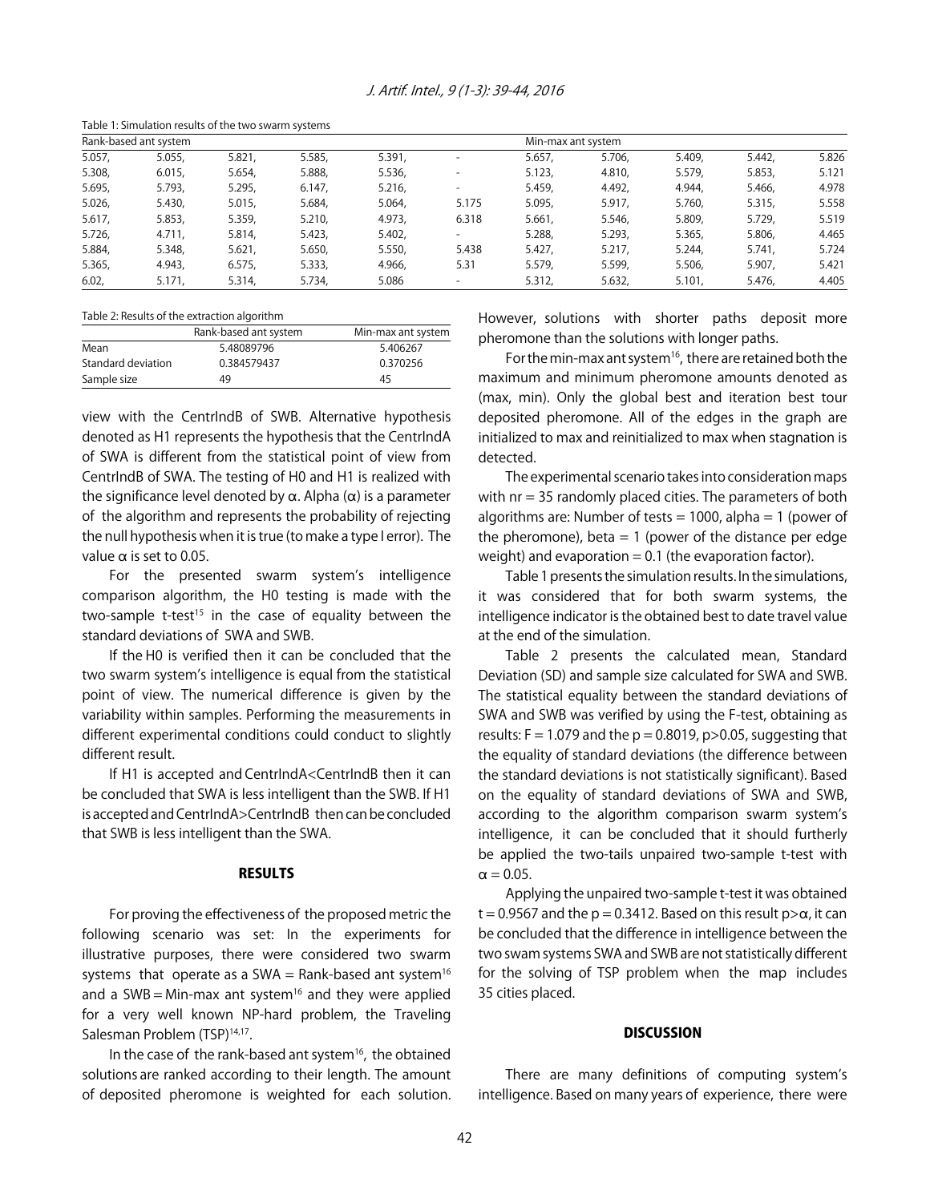Table 1: Simulation results of the two swarm systems

| Rank-based ant system | | | | | | Min-max ant system | | | | |
|---|---|---|---|---|---|---|---|---|---|---|
| 5.057, | 5.055, | 5.821, | 5.585, | 5.391, | - | 5.657, | 5.706, | 5.409, | 5.442, | 5.826 |
| 5.308, | 6.015, | 5.654, | 5.888, | 5.536, | - | 5.123, | 4.810, | 5.579, | 5.853, | 5.121 |
| 5.695, | 5.793, | 5.295, | 6.147, | 5.216, | - | 5.459, | 4.492, | 4.944, | 5.466, | 4.978 |
| 5.026, | 5.430, | 5.015, | 5.684, | 5.064, | 5.175 | 5.095, | 5.917, | 5.760, | 5.315, | 5.558 |
| 5.617, | 5.853, | 5.359, | 5.210, | 4.973, | 6.318 | 5.661, | 5.546, | 5.809, | 5.729, | 5.519 |
| 5.726, | 4.711, | 5.814, | 5.423, | 5.402, | - | 5.288, | 5.293, | 5.365, | 5.806, | 4.465 |
| 5.884, | 5.348, | 5.621, | 5.650, | 5.550, | 5.438 | 5.427, | 5.217, | 5.244, | 5.741, | 5.724 |
| 5.365, | 4.943, | 6.575, | 5.333, | 4.966, | 5.31 | 5.579, | 5.599, | 5.506, | 5.907, | 5.421 |
| 6.02, | 5.171, | 5.314, | 5.734, | 5.086 | - | 5.312, | 5.632, | 5.101, | 5.476, | 4.405 |

Table 2: Results of the extraction algorithm

| | Rank-based ant system | Min-max ant system |
|---|---|---|
| Mean | 5.48089796 | 5.406267 |
| Standard deviation | 0.384579437 | 0.370256 |
| Sample size | 49 | 45 |

view with the CentrIndB of SWB. Alternative hypothesis denoted as H1 represents the hypothesis that the CentrIndA of SWA is different from the statistical point of view from CentrIndB of SWA. The testing of H0 and H1 is realized with the significance level denoted by $\alpha$. Alpha ($\alpha$) is a parameter of the algorithm and represents the probability of rejecting the null hypothesis when it is true (to make a type I error). The value $\alpha$ is set to 0.05.

For the presented swarm system's intelligence comparison algorithm, the H0 testing is made with the two-sample t-test[15] in the case of equality between the standard deviations of SWA and SWB.

If the H0 is verified then it can be concluded that the two swarm system's intelligence is equal from the statistical point of view. The numerical difference is given by the variability within samples. Performing the measurements in different experimental conditions could conduct to slightly different result.

If H1 is accepted and CentrIndA<CentrIndB then it can be concluded that SWA is less intelligent than the SWB. If H1 is accepted and CentrIndA>CentrIndB then can be concluded that SWB is less intelligent than the SWA.

## RESULTS

For proving the effectiveness of the proposed metric the following scenario was set: In the experiments for illustrative purposes, there were considered two swarm systems that operate as a SWA = Rank-based ant system[16] and a SWB = Min-max ant system[16] and they were applied for a very well known NP-hard problem, the Traveling Salesman Problem (TSP)[14,17].

In the case of the rank-based ant system[16], the obtained solutions are ranked according to their length. The amount of deposited pheromone is weighted for each solution. However, solutions with shorter paths deposit more pheromone than the solutions with longer paths.

For the min-max ant system[16], there are retained both the maximum and minimum pheromone amounts denoted as (max, min). Only the global best and iteration best tour deposited pheromone. All of the edges in the graph are initialized to max and reinitialized to max when stagnation is detected.

The experimental scenario takes into consideration maps with nr = 35 randomly placed cities. The parameters of both algorithms are: Number of tests = 1000, alpha = 1 (power of the pheromone), beta = 1 (power of the distance per edge weight) and evaporation = 0.1 (the evaporation factor).

Table 1 presents the simulation results. In the simulations, it was considered that for both swarm systems, the intelligence indicator is the obtained best to date travel value at the end of the simulation.

Table 2 presents the calculated mean, Standard Deviation (SD) and sample size calculated for SWA and SWB. The statistical equality between the standard deviations of SWA and SWB was verified by using the F-test, obtaining as results: $F = 1.079$ and the $p = 0.8019$, $p>0.05$, suggesting that the equality of standard deviations (the difference between the standard deviations is not statistically significant). Based on the equality of standard deviations of SWA and SWB, according to the algorithm comparison swarm system's intelligence, it can be concluded that it should furtherly be applied the two-tails unpaired two-sample t-test with $\alpha = 0.05$.

Applying the unpaired two-sample t-test it was obtained $t = 0.9567$ and the $p = 0.3412$. Based on this result $p>\alpha$, it can be concluded that the difference in intelligence between the two swam systems SWA and SWB are not statistically different for the solving of TSP problem when the map includes 35 cities placed.

## DISCUSSION

There are many definitions of computing system's intelligence. Based on many years of experience, there were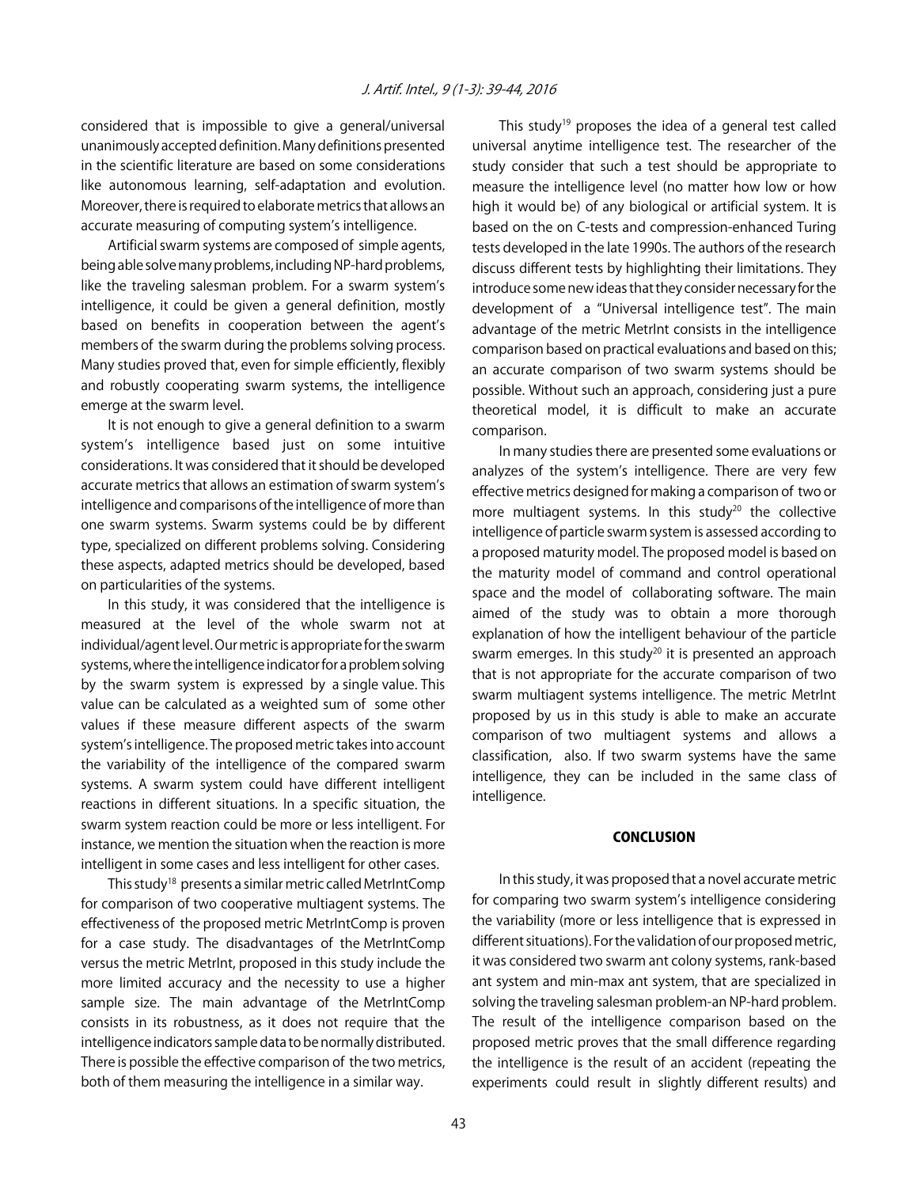considered that is impossible to give a general/universal unanimously accepted definition. Many definitions presented in the scientific literature are based on some considerations like autonomous learning, self-adaptation and evolution. Moreover, there is required to elaborate metrics that allows an accurate measuring of computing system's intelligence.

Artificial swarm systems are composed of simple agents, being able solve many problems, including NP-hard problems, like the traveling salesman problem. For a swarm system's intelligence, it could be given a general definition, mostly based on benefits in cooperation between the agent's members of the swarm during the problems solving process. Many studies proved that, even for simple efficiently, flexibly and robustly cooperating swarm systems, the intelligence emerge at the swarm level.

It is not enough to give a general definition to a swarm system's intelligence based just on some intuitive considerations. It was considered that it should be developed accurate metrics that allows an estimation of swarm system's intelligence and comparisons of the intelligence of more than one swarm systems. Swarm systems could be by different type, specialized on different problems solving. Considering these aspects, adapted metrics should be developed, based on particularities of the systems.

In this study, it was considered that the intelligence is measured at the level of the whole swarm not at individual/agent level. Our metric is appropriate for the swarm systems, where the intelligence indicator for a problem solving by the swarm system is expressed by a single value. This value can be calculated as a weighted sum of some other values if these measure different aspects of the swarm system's intelligence. The proposed metric takes into account the variability of the intelligence of the compared swarm systems. A swarm system could have different intelligent reactions in different situations. In a specific situation, the swarm system reaction could be more or less intelligent. For instance, we mention the situation when the reaction is more intelligent in some cases and less intelligent for other cases.

This study[18] presents a similar metric called MetrIntComp for comparison of two cooperative multiagent systems. The effectiveness of the proposed metric MetrIntComp is proven for a case study. The disadvantages of the MetrIntComp versus the metric MetrInt, proposed in this study include the more limited accuracy and the necessity to use a higher sample size. The main advantage of the MetrIntComp consists in its robustness, as it does not require that the intelligence indicators sample data to be normally distributed. There is possible the effective comparison of the two metrics, both of them measuring the intelligence in a similar way.

This study[19] proposes the idea of a general test called universal anytime intelligence test. The researcher of the study consider that such a test should be appropriate to measure the intelligence level (no matter how low or how high it would be) of any biological or artificial system. It is based on the on C-tests and compression-enhanced Turing tests developed in the late 1990s. The authors of the research discuss different tests by highlighting their limitations. They introduce some new ideas that they consider necessary for the development of a "Universal intelligence test". The main advantage of the metric MetrInt consists in the intelligence comparison based on practical evaluations and based on this; an accurate comparison of two swarm systems should be possible. Without such an approach, considering just a pure theoretical model, it is difficult to make an accurate comparison.

In many studies there are presented some evaluations or analyzes of the system's intelligence. There are very few effective metrics designed for making a comparison of two or more multiagent systems. In this study[20] the collective intelligence of particle swarm system is assessed according to a proposed maturity model. The proposed model is based on the maturity model of command and control operational space and the model of collaborating software. The main aimed of the study was to obtain a more thorough explanation of how the intelligent behaviour of the particle swarm emerges. In this study[20] it is presented an approach that is not appropriate for the accurate comparison of two swarm multiagent systems intelligence. The metric MetrInt proposed by us in this study is able to make an accurate comparison of two multiagent systems and allows a classification, also. If two swarm systems have the same intelligence, they can be included in the same class of intelligence.

## CONCLUSION

In this study, it was proposed that a novel accurate metric for comparing two swarm system's intelligence considering the variability (more or less intelligence that is expressed in different situations). For the validation of our proposed metric, it was considered two swarm ant colony systems, rank-based ant system and min-max ant system, that are specialized in solving the traveling salesman problem-an NP-hard problem. The result of the intelligence comparison based on the proposed metric proves that the small difference regarding the intelligence is the result of an accident (repeating the experiments could result in slightly different results) and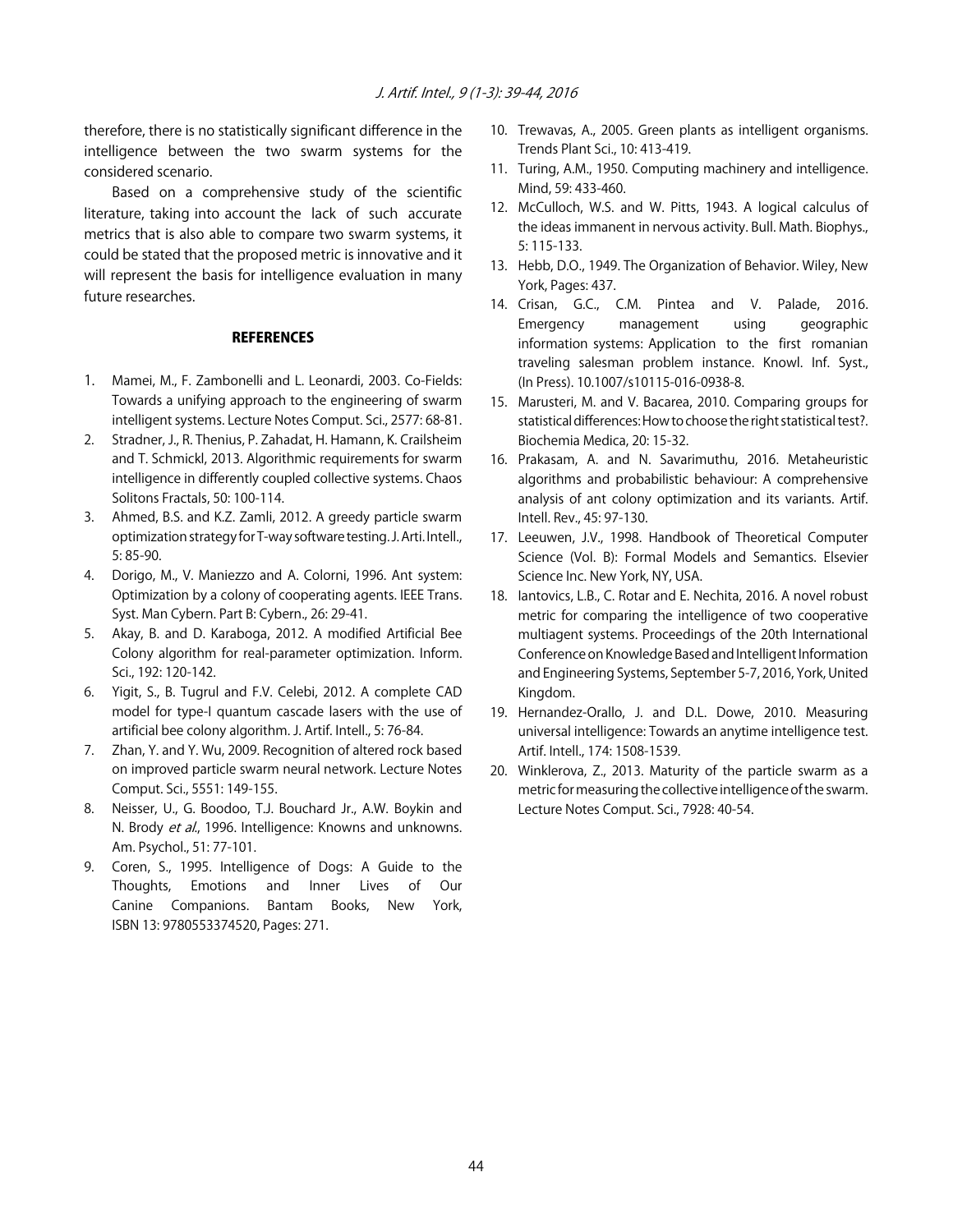therefore, there is no statistically significant difference in the intelligence between the two swarm systems for the considered scenario.

Based on a comprehensive study of the scientific literature, taking into account the lack of such accurate metrics that is also able to compare two swarm systems, it could be stated that the proposed metric is innovative and it will represent the basis for intelligence evaluation in many future researches.

## REFERENCES

1. Mamei, M., F. Zambonelli and L. Leonardi, 2003. Co-Fields: Towards a unifying approach to the engineering of swarm intelligent systems. Lecture Notes Comput. Sci., 2577: 68-81.
2. Stradner, J., R. Thenius, P. Zahadat, H. Hamann, K. Crailsheim and T. Schmickl, 2013. Algorithmic requirements for swarm intelligence in differently coupled collective systems. Chaos Solitons Fractals, 50: 100-114.
3. Ahmed, B.S. and K.Z. Zamli, 2012. A greedy particle swarm optimization strategy for T-way software testing. J. Arti. Intell., 5: 85-90.
4. Dorigo, M., V. Maniezzo and A. Colorni, 1996. Ant system: Optimization by a colony of cooperating agents. IEEE Trans. Syst. Man Cybern. Part B: Cybern., 26: 29-41.
5. Akay, B. and D. Karaboga, 2012. A modified Artificial Bee Colony algorithm for real-parameter optimization. Inform. Sci., 192: 120-142.
6. Yigit, S., B. Tugrul and F.V. Celebi, 2012. A complete CAD model for type-I quantum cascade lasers with the use of artificial bee colony algorithm. J. Artif. Intell., 5: 76-84.
7. Zhan, Y. and Y. Wu, 2009. Recognition of altered rock based on improved particle swarm neural network. Lecture Notes Comput. Sci., 5551: 149-155.
8. Neisser, U., G. Boodoo, T.J. Bouchard Jr., A.W. Boykin and N. Brody *et al*., 1996. Intelligence: Knowns and unknowns. Am. Psychol., 51: 77-101.
9. Coren, S., 1995. Intelligence of Dogs: A Guide to the Thoughts, Emotions and Inner Lives of Our Canine Companions. Bantam Books, New York, ISBN 13: 9780553374520, Pages: 271.
10. Trewavas, A., 2005. Green plants as intelligent organisms. Trends Plant Sci., 10: 413-419.
11. Turing, A.M., 1950. Computing machinery and intelligence. Mind, 59: 433-460.
12. McCulloch, W.S. and W. Pitts, 1943. A logical calculus of the ideas immanent in nervous activity. Bull. Math. Biophys., 5: 115-133.
13. Hebb, D.O., 1949. The Organization of Behavior. Wiley, New York, Pages: 437.
14. Crisan, G.C., C.M. Pintea and V. Palade, 2016. Emergency management using geographic information systems: Application to the first romanian traveling salesman problem instance. Knowl. Inf. Syst., (In Press). 10.1007/s10115-016-0938-8.
15. Marusteri, M. and V. Bacarea, 2010. Comparing groups for statistical differences: How to choose the right statistical test?. Biochemia Medica, 20: 15-32.
16. Prakasam, A. and N. Savarimuthu, 2016. Metaheuristic algorithms and probabilistic behaviour: A comprehensive analysis of ant colony optimization and its variants. Artif. Intell. Rev., 45: 97-130.
17. Leeuwen, J.V., 1998. Handbook of Theoretical Computer Science (Vol. B): Formal Models and Semantics. Elsevier Science Inc. New York, NY, USA.
18. Iantovics, L.B., C. Rotar and E. Nechita, 2016. A novel robust metric for comparing the intelligence of two cooperative multiagent systems. Proceedings of the 20th International Conference on Knowledge Based and Intelligent Information and Engineering Systems, September 5-7, 2016, York, United Kingdom.
19. Hernandez-Orallo, J. and D.L. Dowe, 2010. Measuring universal intelligence: Towards an anytime intelligence test. Artif. Intell., 174: 1508-1539.
20. Winklerova, Z., 2013. Maturity of the particle swarm as a metric for measuring the collective intelligence of the swarm. Lecture Notes Comput. Sci., 7928: 40-54.